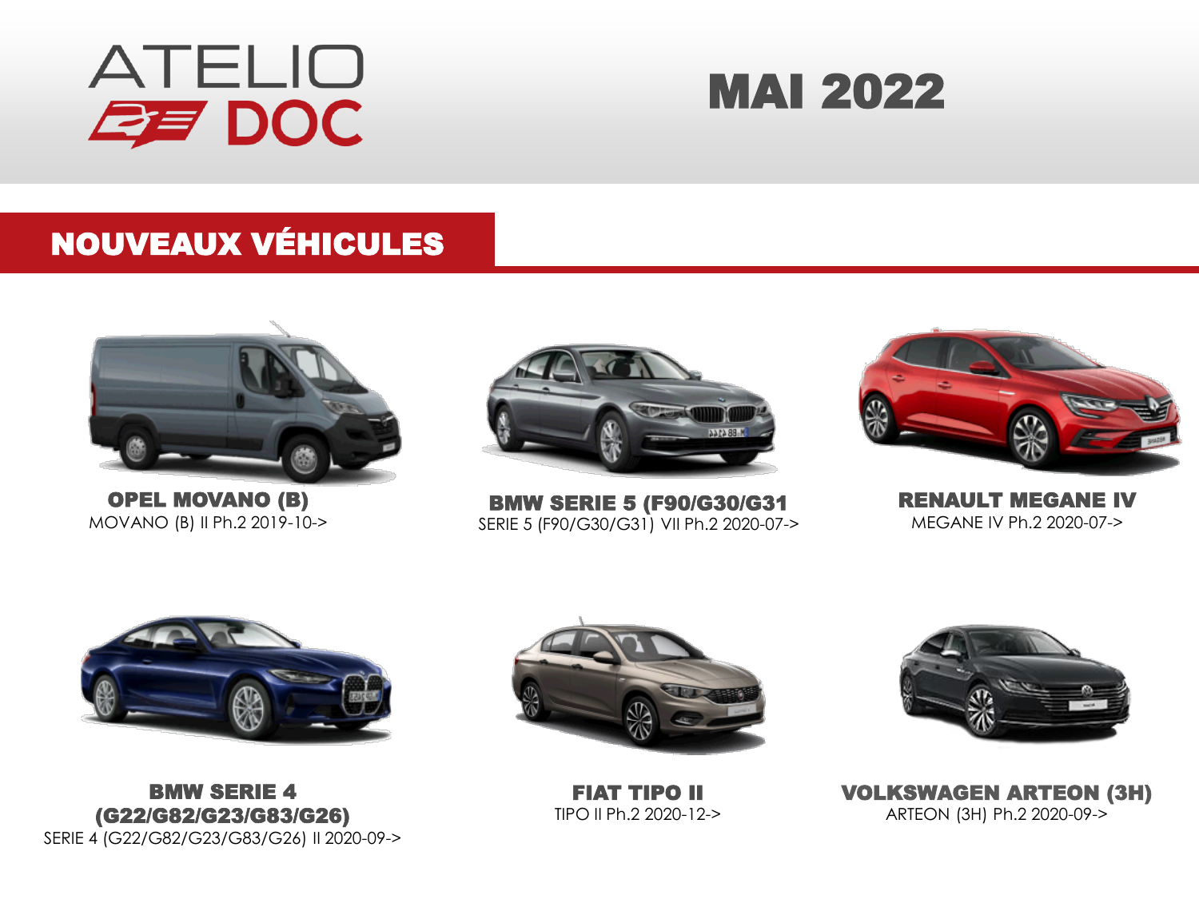ATELIO DOC

# MAI 2022

## NOUVEAUX VÉHICULES

**OPEL MOVANO (B)**
MOVANO (B) II Ph.2 2019-10->

**BMW SERIE 5 (F90/G30/G31**
SERIE 5 (F90/G30/G31) VII Ph.2 2020-07->

**RENAULT MEGANE IV**
MEGANE IV Ph.2 2020-07->

**BMW SERIE 4 (G22/G82/G23/G83/G26)**
SERIE 4 (G22/G82/G23/G83/G26) II 2020-09->

**FIAT TIPO II**
TIPO II Ph.2 2020-12->

**VOLKSWAGEN ARTEON (3H)**
ARTEON (3H) Ph.2 2020-09->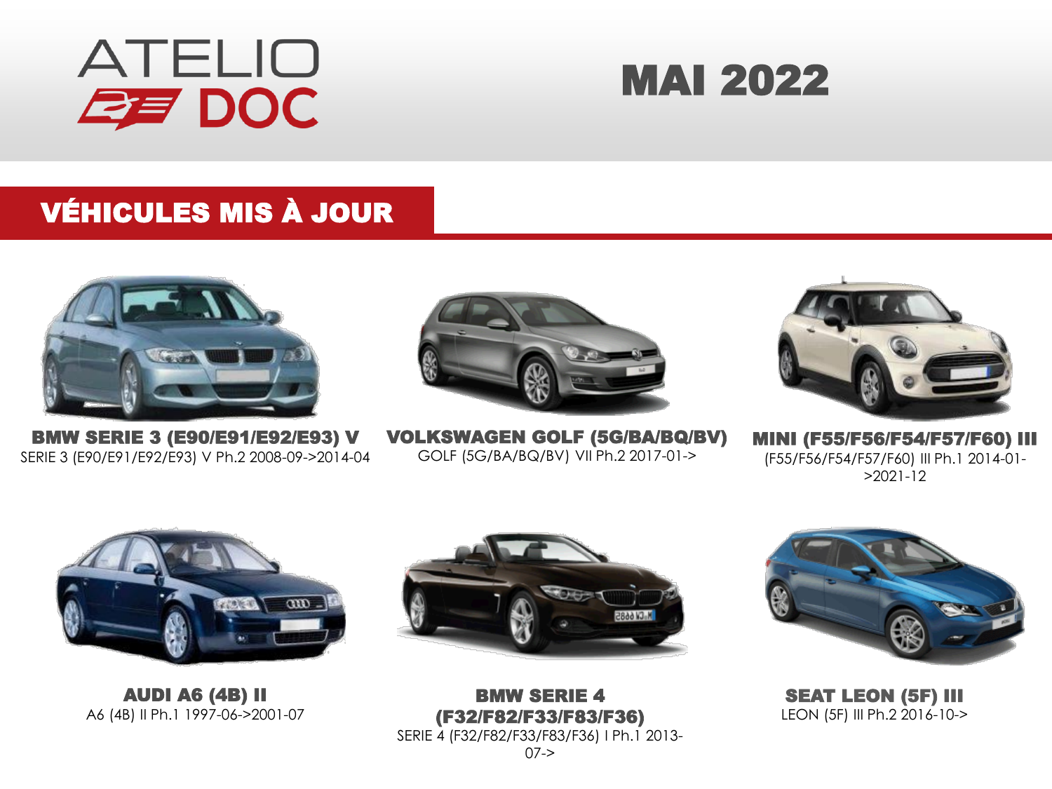# ATELIO DOC

# MAI 2022

## VÉHICULES MIS À JOUR

**BMW SERIE 3 (E90/E91/E92/E93) V**
SERIE 3 (E90/E91/E92/E93) V Ph.2 2008-09->2014-04

**VOLKSWAGEN GOLF (5G/BA/BQ/BV)**
GOLF (5G/BA/BQ/BV) VII Ph.2 2017-01->

**MINI (F55/F56/F54/F57/F60) III**
(F55/F56/F54/F57/F60) III Ph.1 2014-01->2021-12

**AUDI A6 (4B) II**
A6 (4B) II Ph.1 1997-06->2001-07

**BMW SERIE 4 (F32/F82/F33/F83/F36)**
SERIE 4 (F32/F82/F33/F83/F36) I Ph.1 2013-07->

**SEAT LEON (5F) III**
LEON (5F) III Ph.2 2016-10->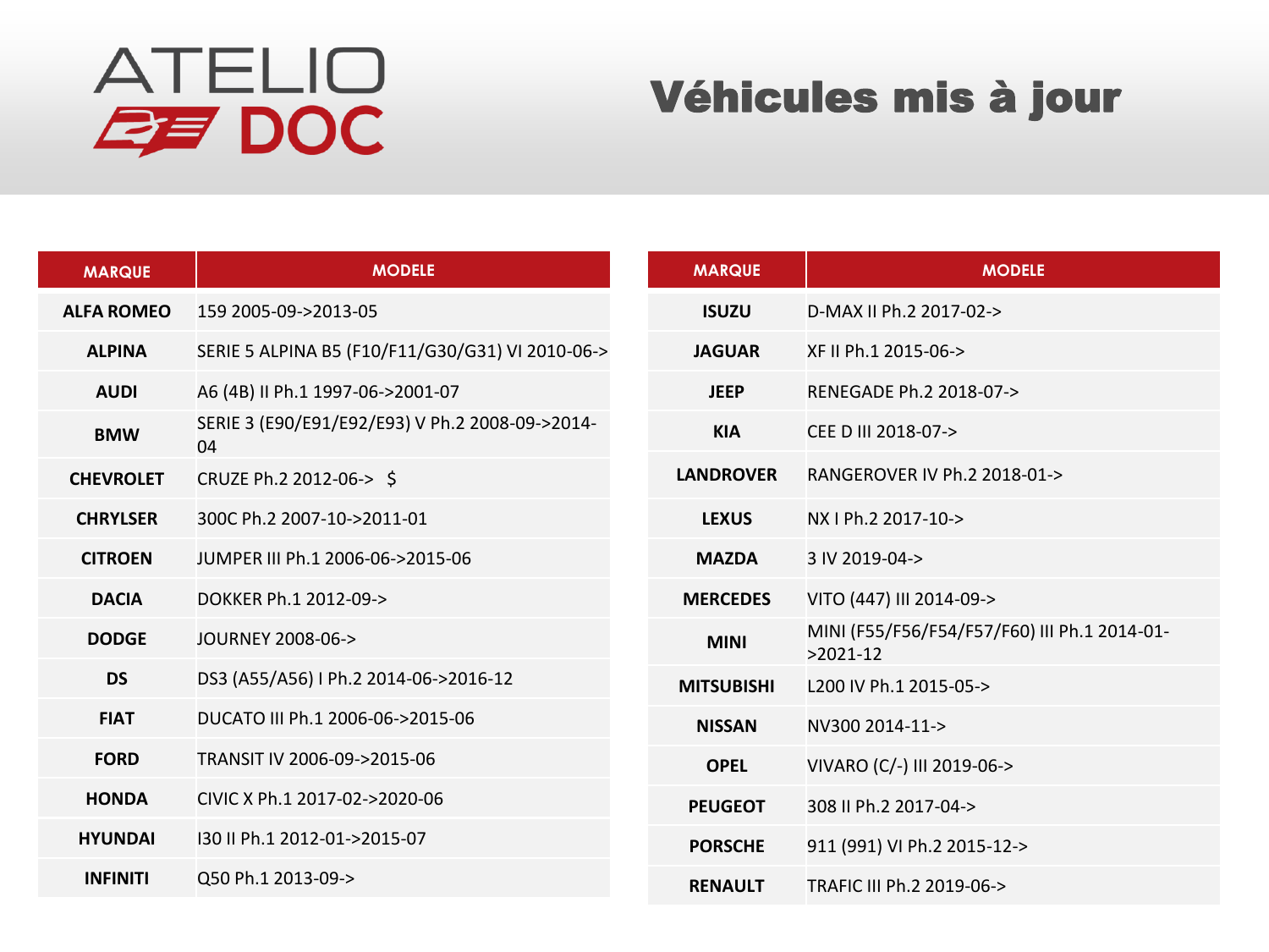ATELIO DOC

# Véhicules mis à jour

| MARQUE | MODELE |
|---|---|
| ALFA ROMEO | 159 2005-09->2013-05 |
| ALPINA | SERIE 5 ALPINA B5 (F10/F11/G30/G31) VI 2010-06-> |
| AUDI | A6 (4B) II Ph.1 1997-06->2001-07 |
| BMW | SERIE 3 (E90/E91/E92/E93) V Ph.2 2008-09->2014-04 |
| CHEVROLET | CRUZE Ph.2 2012-06-> $ |
| CHRYLSER | 300C Ph.2 2007-10->2011-01 |
| CITROEN | JUMPER III Ph.1 2006-06->2015-06 |
| DACIA | DOKKER Ph.1 2012-09-> |
| DODGE | JOURNEY 2008-06-> |
| DS | DS3 (A55/A56) I Ph.2 2014-06->2016-12 |
| FIAT | DUCATO III Ph.1 2006-06->2015-06 |
| FORD | TRANSIT IV 2006-09->2015-06 |
| HONDA | CIVIC X Ph.1 2017-02->2020-06 |
| HYUNDAI | I30 II Ph.1 2012-01->2015-07 |
| INFINITI | Q50 Ph.1 2013-09-> |

| MARQUE | MODELE |
|---|---|
| ISUZU | D-MAX II Ph.2 2017-02-> |
| JAGUAR | XF II Ph.1 2015-06-> |
| JEEP | RENEGADE Ph.2 2018-07-> |
| KIA | CEE D III 2018-07-> |
| LANDROVER | RANGEROVER IV Ph.2 2018-01-> |
| LEXUS | NX I Ph.2 2017-10-> |
| MAZDA | 3 IV 2019-04-> |
| MERCEDES | VITO (447) III 2014-09-> |
| MINI | MINI (F55/F56/F54/F57/F60) III Ph.1 2014-01->2021-12 |
| MITSUBISHI | L200 IV Ph.1 2015-05-> |
| NISSAN | NV300 2014-11-> |
| OPEL | VIVARO (C/-) III 2019-06-> |
| PEUGEOT | 308 II Ph.2 2017-04-> |
| PORSCHE | 911 (991) VI Ph.2 2015-12-> |
| RENAULT | TRAFIC III Ph.2 2019-06-> |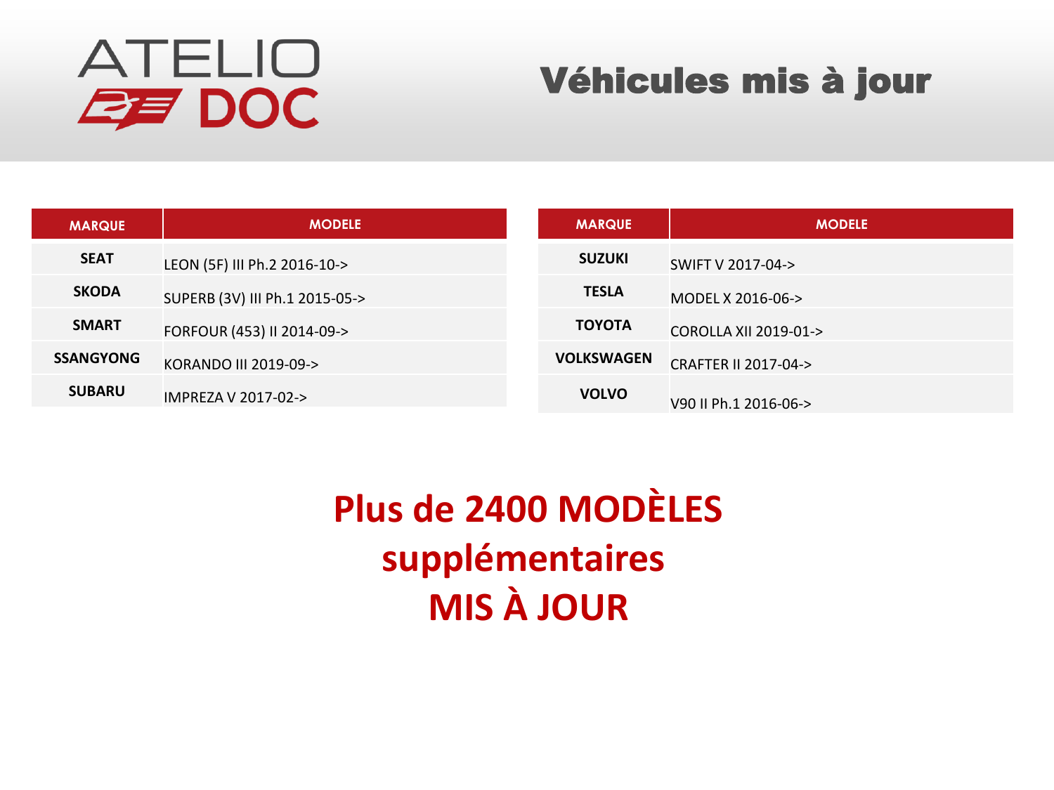# Véhicules mis à jour

| MARQUE | MODELE |
|---|---|
| SEAT | LEON (5F) III Ph.2 2016-10-> |
| SKODA | SUPERB (3V) III Ph.1 2015-05-> |
| SMART | FORFOUR (453) II 2014-09-> |
| SSANGYONG | KORANDO III 2019-09-> |
| SUBARU | IMPREZA V 2017-02-> |

| MARQUE | MODELE |
|---|---|
| SUZUKI | SWIFT V 2017-04-> |
| TESLA | MODEL X 2016-06-> |
| TOYOTA | COROLLA XII 2019-01-> |
| VOLKSWAGEN | CRAFTER II 2017-04-> |
| VOLVO | V90 II Ph.1 2016-06-> |

**Plus de 2400 MODÈLES supplémentaires MIS À JOUR**